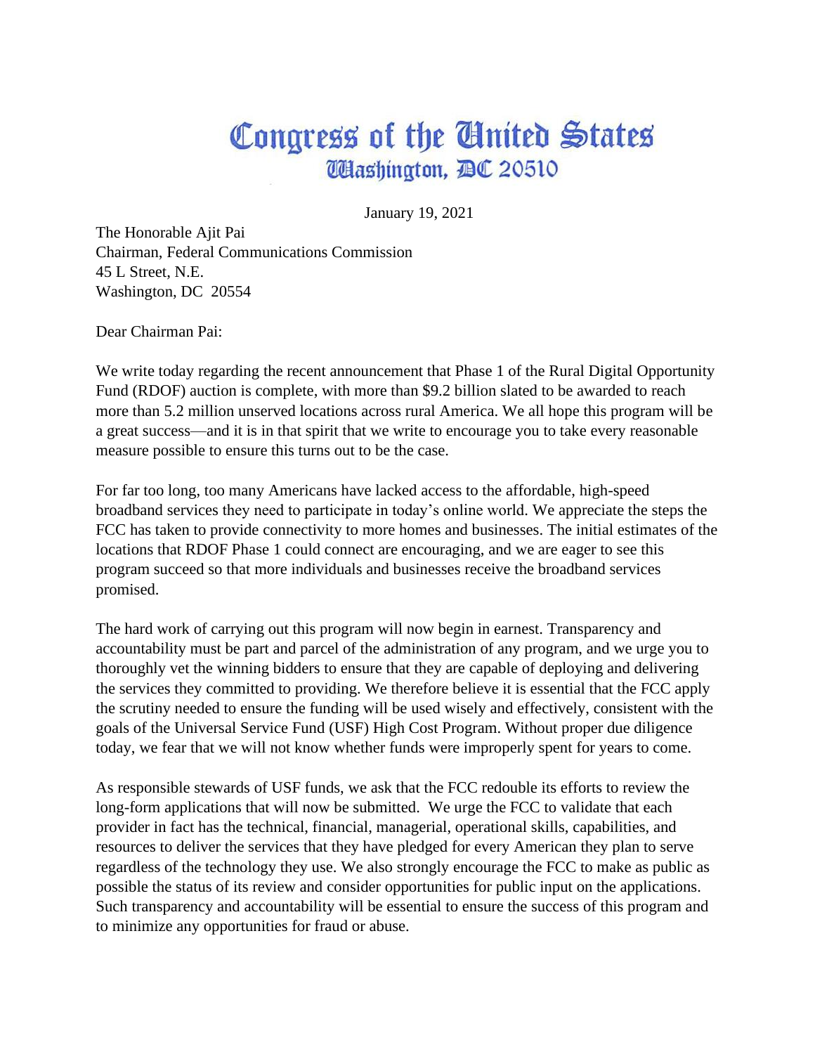# Congress of the United States
## Washington, DC 20510

January 19, 2021

The Honorable Ajit Pai
Chairman, Federal Communications Commission
45 L Street, N.E.
Washington, DC 20554

Dear Chairman Pai:

We write today regarding the recent announcement that Phase 1 of the Rural Digital Opportunity Fund (RDOF) auction is complete, with more than $9.2 billion slated to be awarded to reach more than 5.2 million unserved locations across rural America. We all hope this program will be a great success—and it is in that spirit that we write to encourage you to take every reasonable measure possible to ensure this turns out to be the case.

For far too long, too many Americans have lacked access to the affordable, high-speed broadband services they need to participate in today's online world. We appreciate the steps the FCC has taken to provide connectivity to more homes and businesses. The initial estimates of the locations that RDOF Phase 1 could connect are encouraging, and we are eager to see this program succeed so that more individuals and businesses receive the broadband services promised.

The hard work of carrying out this program will now begin in earnest. Transparency and accountability must be part and parcel of the administration of any program, and we urge you to thoroughly vet the winning bidders to ensure that they are capable of deploying and delivering the services they committed to providing. We therefore believe it is essential that the FCC apply the scrutiny needed to ensure the funding will be used wisely and effectively, consistent with the goals of the Universal Service Fund (USF) High Cost Program. Without proper due diligence today, we fear that we will not know whether funds were improperly spent for years to come.

As responsible stewards of USF funds, we ask that the FCC redouble its efforts to review the long-form applications that will now be submitted. We urge the FCC to validate that each provider in fact has the technical, financial, managerial, operational skills, capabilities, and resources to deliver the services that they have pledged for every American they plan to serve regardless of the technology they use. We also strongly encourage the FCC to make as public as possible the status of its review and consider opportunities for public input on the applications. Such transparency and accountability will be essential to ensure the success of this program and to minimize any opportunities for fraud or abuse.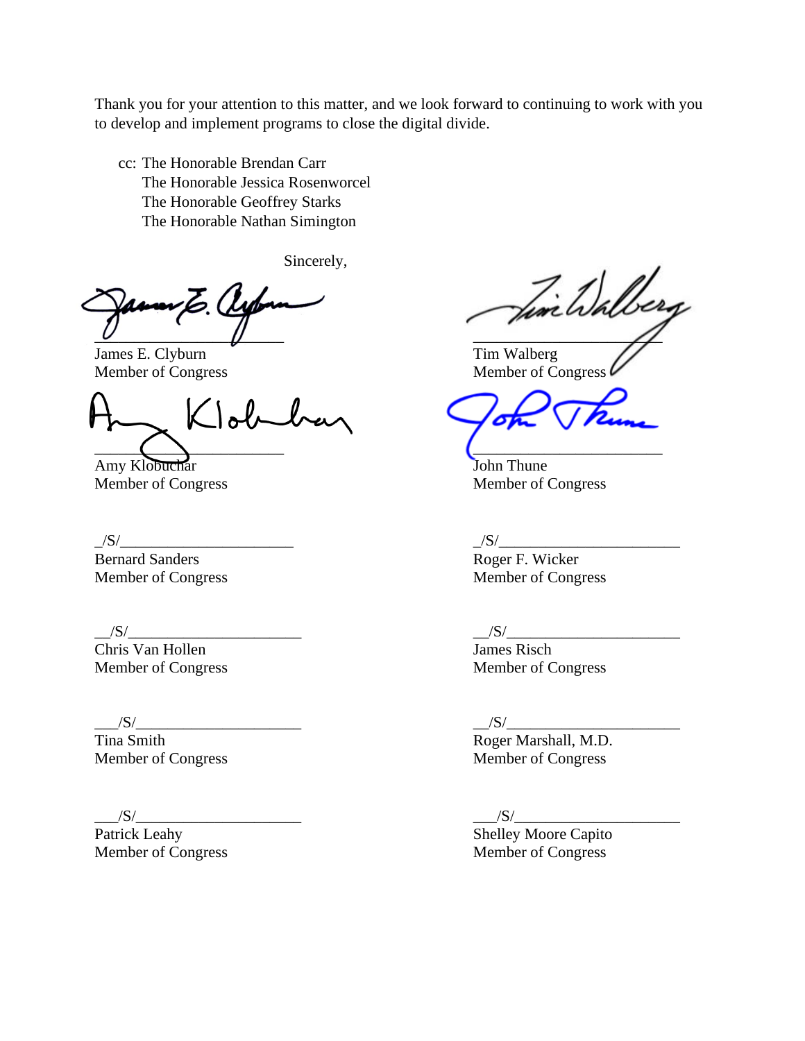Thank you for your attention to this matter, and we look forward to continuing to work with you to develop and implement programs to close the digital divide.

cc: The Honorable Brendan Carr
The Honorable Jessica Rosenworcel
The Honorable Geoffrey Starks
The Honorable Nathan Simington

Sincerely,

James E. Clyburn
Member of Congress

Tim Walberg
Member of Congress

Amy Klobuchar
Member of Congress

John Thune
Member of Congress

_/S/______________________
Bernard Sanders
Member of Congress

_/S/______________________
Roger F. Wicker
Member of Congress

__/S/_____________________
Chris Van Hollen
Member of Congress

__/S/_____________________
James Risch
Member of Congress

___/S/____________________
Tina Smith
Member of Congress

__/S/_____________________
Roger Marshall, M.D.
Member of Congress

___/S/____________________
Patrick Leahy
Member of Congress

___/S/____________________
Shelley Moore Capito
Member of Congress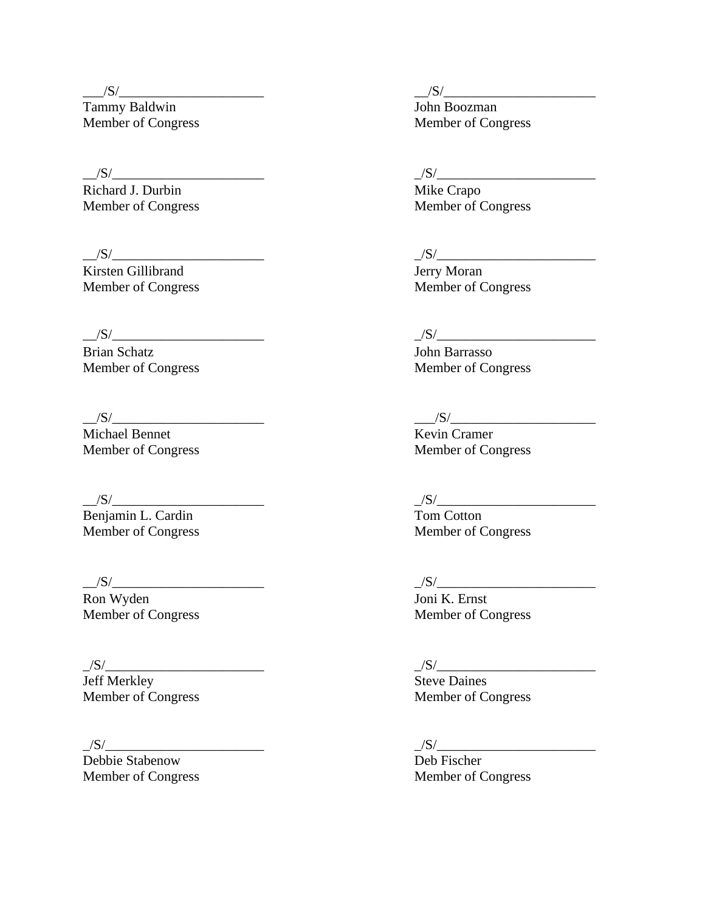\_\_\_/S/\_\_\_\_\_\_\_\_\_\_\_\_\_\_\_\_\_\_\_\_\_
Tammy Baldwin
Member of Congress

\_\_/S/\_\_\_\_\_\_\_\_\_\_\_\_\_\_\_\_\_\_\_\_\_\_
Richard J. Durbin
Member of Congress

\_\_/S/\_\_\_\_\_\_\_\_\_\_\_\_\_\_\_\_\_\_\_\_\_\_
Kirsten Gillibrand
Member of Congress

\_\_/S/\_\_\_\_\_\_\_\_\_\_\_\_\_\_\_\_\_\_\_\_\_\_
Brian Schatz
Member of Congress

\_\_/S/\_\_\_\_\_\_\_\_\_\_\_\_\_\_\_\_\_\_\_\_\_\_
Michael Bennet
Member of Congress

\_\_/S/\_\_\_\_\_\_\_\_\_\_\_\_\_\_\_\_\_\_\_\_\_\_
Benjamin L. Cardin
Member of Congress

\_\_/S/\_\_\_\_\_\_\_\_\_\_\_\_\_\_\_\_\_\_\_\_\_\_
Ron Wyden
Member of Congress

\_/S/\_\_\_\_\_\_\_\_\_\_\_\_\_\_\_\_\_\_\_\_\_\_\_
Jeff Merkley
Member of Congress

\_/S/\_\_\_\_\_\_\_\_\_\_\_\_\_\_\_\_\_\_\_\_\_\_\_
Debbie Stabenow
Member of Congress

\_\_/S/\_\_\_\_\_\_\_\_\_\_\_\_\_\_\_\_\_\_\_\_\_\_
John Boozman
Member of Congress

\_/S/\_\_\_\_\_\_\_\_\_\_\_\_\_\_\_\_\_\_\_\_\_\_\_
Mike Crapo
Member of Congress

\_/S/\_\_\_\_\_\_\_\_\_\_\_\_\_\_\_\_\_\_\_\_\_\_\_
Jerry Moran
Member of Congress

\_/S/\_\_\_\_\_\_\_\_\_\_\_\_\_\_\_\_\_\_\_\_\_\_\_
John Barrasso
Member of Congress

\_\_\_/S/\_\_\_\_\_\_\_\_\_\_\_\_\_\_\_\_\_\_\_\_\_
Kevin Cramer
Member of Congress

\_/S/\_\_\_\_\_\_\_\_\_\_\_\_\_\_\_\_\_\_\_\_\_\_\_
Tom Cotton
Member of Congress

\_/S/\_\_\_\_\_\_\_\_\_\_\_\_\_\_\_\_\_\_\_\_\_\_\_
Joni K. Ernst
Member of Congress

\_/S/\_\_\_\_\_\_\_\_\_\_\_\_\_\_\_\_\_\_\_\_\_\_\_
Steve Daines
Member of Congress

\_/S/\_\_\_\_\_\_\_\_\_\_\_\_\_\_\_\_\_\_\_\_\_\_\_
Deb Fischer
Member of Congress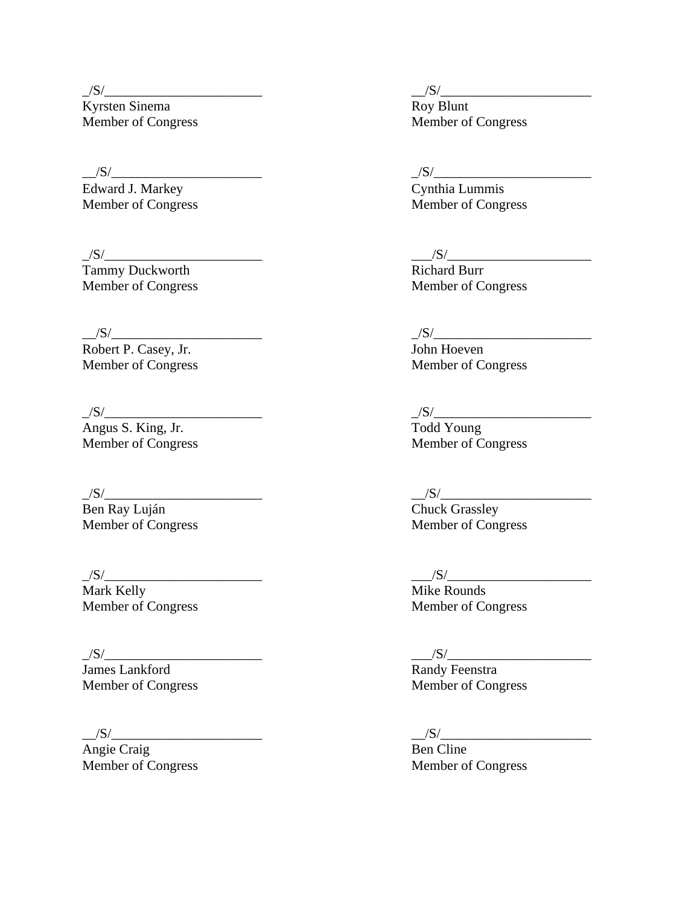_/S/________________________
Kyrsten Sinema
Member of Congress

__/S/______________________
Roy Blunt
Member of Congress

__/S/______________________
Edward J. Markey
Member of Congress

_/S/________________________
Cynthia Lummis
Member of Congress

_/S/________________________
Tammy Duckworth
Member of Congress

___/S/_____________________
Richard Burr
Member of Congress

__/S/______________________
Robert P. Casey, Jr.
Member of Congress

_/S/________________________
John Hoeven
Member of Congress

_/S/________________________
Angus S. King, Jr.
Member of Congress

_/S/________________________
Todd Young
Member of Congress

_/S/________________________
Ben Ray Luján
Member of Congress

__/S/______________________
Chuck Grassley
Member of Congress

_/S/________________________
Mark Kelly
Member of Congress

___/S/_____________________
Mike Rounds
Member of Congress

_/S/________________________
James Lankford
Member of Congress

___/S/_____________________
Randy Feenstra
Member of Congress

__/S/______________________
Angie Craig
Member of Congress

__/S/______________________
Ben Cline
Member of Congress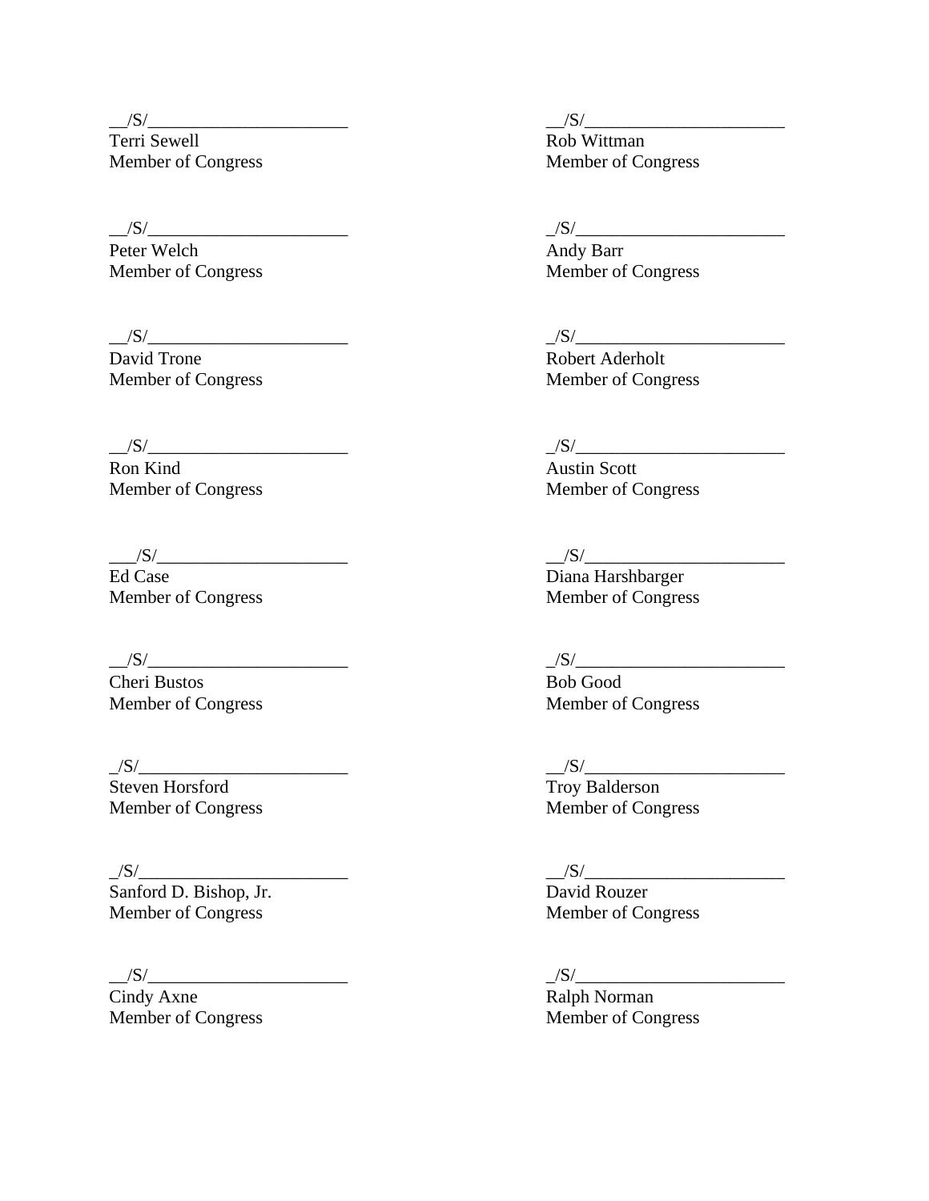__/S/______________________
Terri Sewell
Member of Congress

__/S/______________________
Peter Welch
Member of Congress

__/S/______________________
David Trone
Member of Congress

__/S/______________________
Ron Kind
Member of Congress

___/S/_____________________
Ed Case
Member of Congress

__/S/______________________
Cheri Bustos
Member of Congress

_/S/_______________________
Steven Horsford
Member of Congress

_/S/_______________________
Sanford D. Bishop, Jr.
Member of Congress

__/S/______________________
Cindy Axne
Member of Congress

__/S/______________________
Rob Wittman
Member of Congress

_/S/_______________________
Andy Barr
Member of Congress

_/S/_______________________
Robert Aderholt
Member of Congress

_/S/_______________________
Austin Scott
Member of Congress

__/S/______________________
Diana Harshbarger
Member of Congress

_/S/_______________________
Bob Good
Member of Congress

__/S/______________________
Troy Balderson
Member of Congress

__/S/______________________
David Rouzer
Member of Congress

_/S/_______________________
Ralph Norman
Member of Congress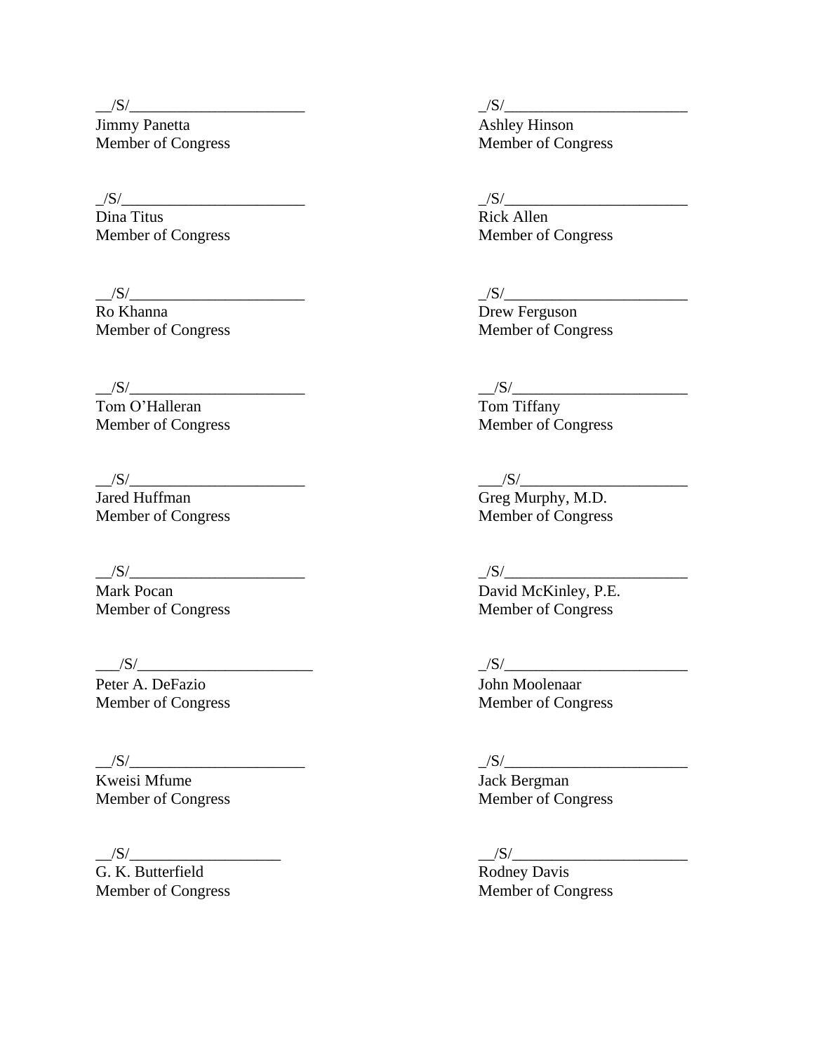__/S/______________________
Jimmy Panetta
Member of Congress

_/S/_______________________
Ashley Hinson
Member of Congress

_/S/_______________________
Dina Titus
Member of Congress

_/S/_______________________
Rick Allen
Member of Congress

__/S/______________________
Ro Khanna
Member of Congress

_/S/_______________________
Drew Ferguson
Member of Congress

__/S/______________________
Tom O'Halleran
Member of Congress

__/S/______________________
Tom Tiffany
Member of Congress

__/S/______________________
Jared Huffman
Member of Congress

___/S/_____________________
Greg Murphy, M.D.
Member of Congress

__/S/______________________
Mark Pocan
Member of Congress

_/S/_______________________
David McKinley, P.E.
Member of Congress

___/S/______________________
Peter A. DeFazio
Member of Congress

_/S/_______________________
John Moolenaar
Member of Congress

__/S/______________________
Kweisi Mfume
Member of Congress

_/S/_______________________
Jack Bergman
Member of Congress

__/S/__________________
G. K. Butterfield
Member of Congress

__/S/______________________
Rodney Davis
Member of Congress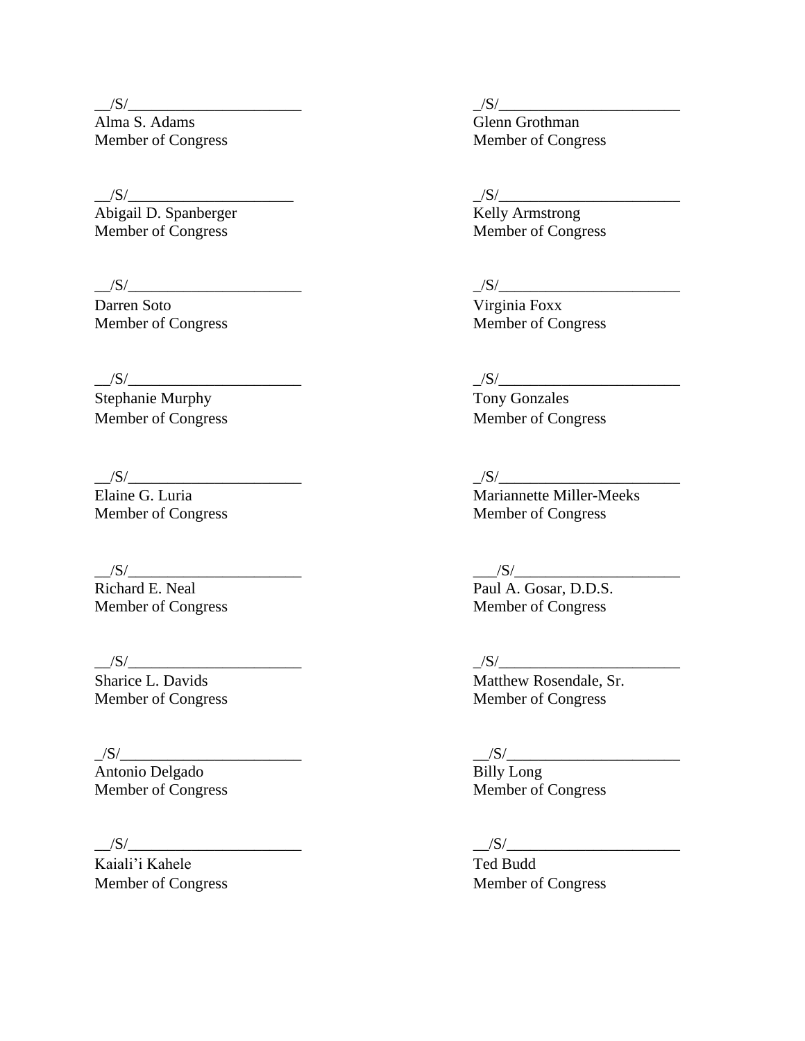/S/

Alma S. Adams
Member of Congress

/S/

Abigail D. Spanberger
Member of Congress

/S/

Darren Soto
Member of Congress

/S/

Stephanie Murphy
Member of Congress

/S/

Elaine G. Luria
Member of Congress

/S/

Richard E. Neal
Member of Congress

/S/

Sharice L. Davids
Member of Congress

/S/

Antonio Delgado
Member of Congress

/S/

Kaiali'i Kahele
Member of Congress

/S/

Glenn Grothman
Member of Congress

/S/

Kelly Armstrong
Member of Congress

/S/

Virginia Foxx
Member of Congress

/S/

Tony Gonzales
Member of Congress

/S/

Mariannette Miller-Meeks
Member of Congress

/S/

Paul A. Gosar, D.D.S.
Member of Congress

/S/

Matthew Rosendale, Sr.
Member of Congress

/S/

Billy Long
Member of Congress

/S/

Ted Budd
Member of Congress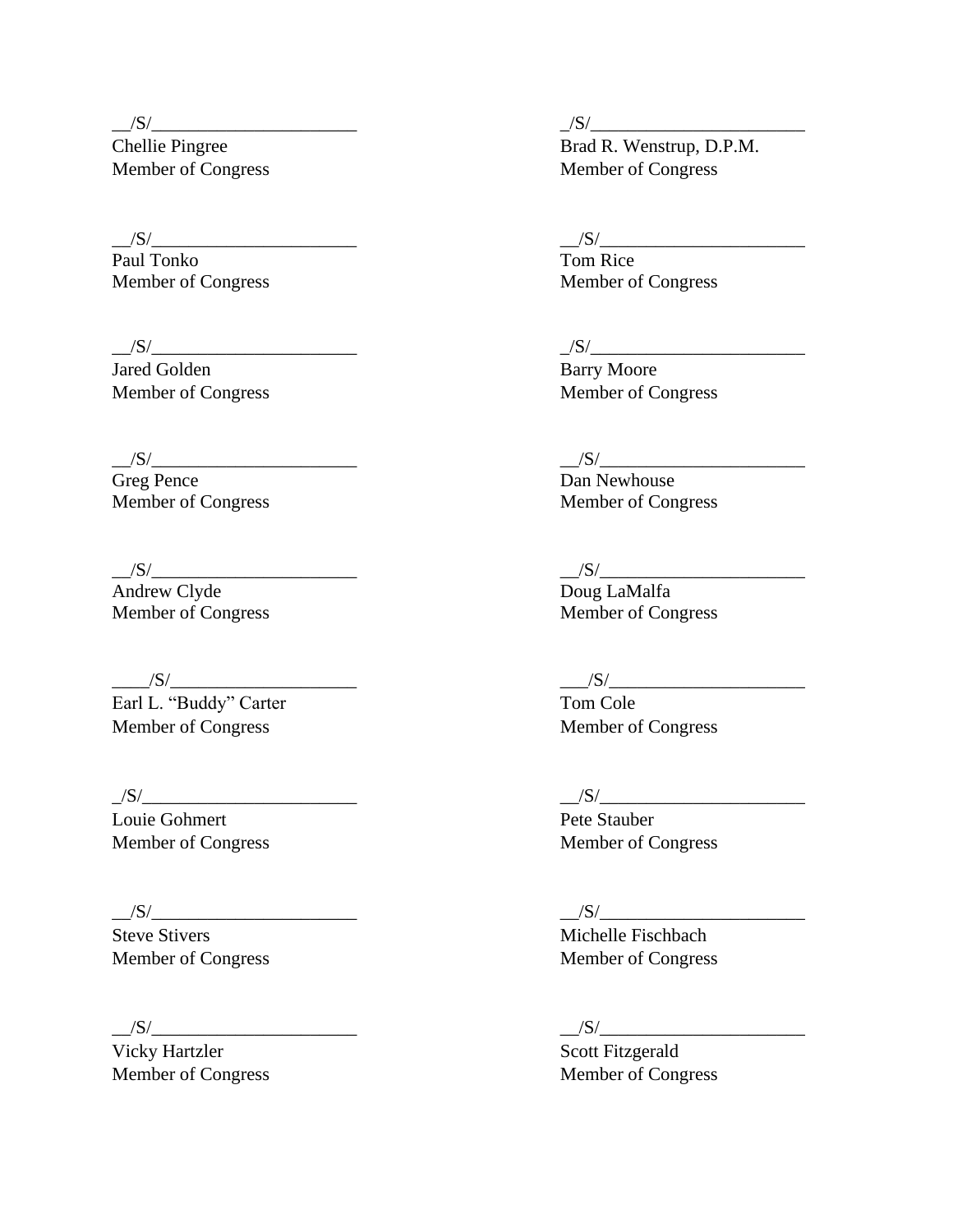__/S/______________________
Chellie Pingree
Member of Congress

_/S/_______________________
Brad R. Wenstrup, D.P.M.
Member of Congress

__/S/______________________
Paul Tonko
Member of Congress

__/S/______________________
Tom Rice
Member of Congress

__/S/______________________
Jared Golden
Member of Congress

_/S/_______________________
Barry Moore
Member of Congress

__/S/______________________
Greg Pence
Member of Congress

__/S/______________________
Dan Newhouse
Member of Congress

__/S/______________________
Andrew Clyde
Member of Congress

__/S/______________________
Doug LaMalfa
Member of Congress

____/S/____________________
Earl L. "Buddy" Carter
Member of Congress

___/S/_____________________
Tom Cole
Member of Congress

_/S/_______________________
Louie Gohmert
Member of Congress

__/S/______________________
Pete Stauber
Member of Congress

__/S/______________________
Steve Stivers
Member of Congress

__/S/______________________
Michelle Fischbach
Member of Congress

__/S/______________________
Vicky Hartzler
Member of Congress

__/S/______________________
Scott Fitzgerald
Member of Congress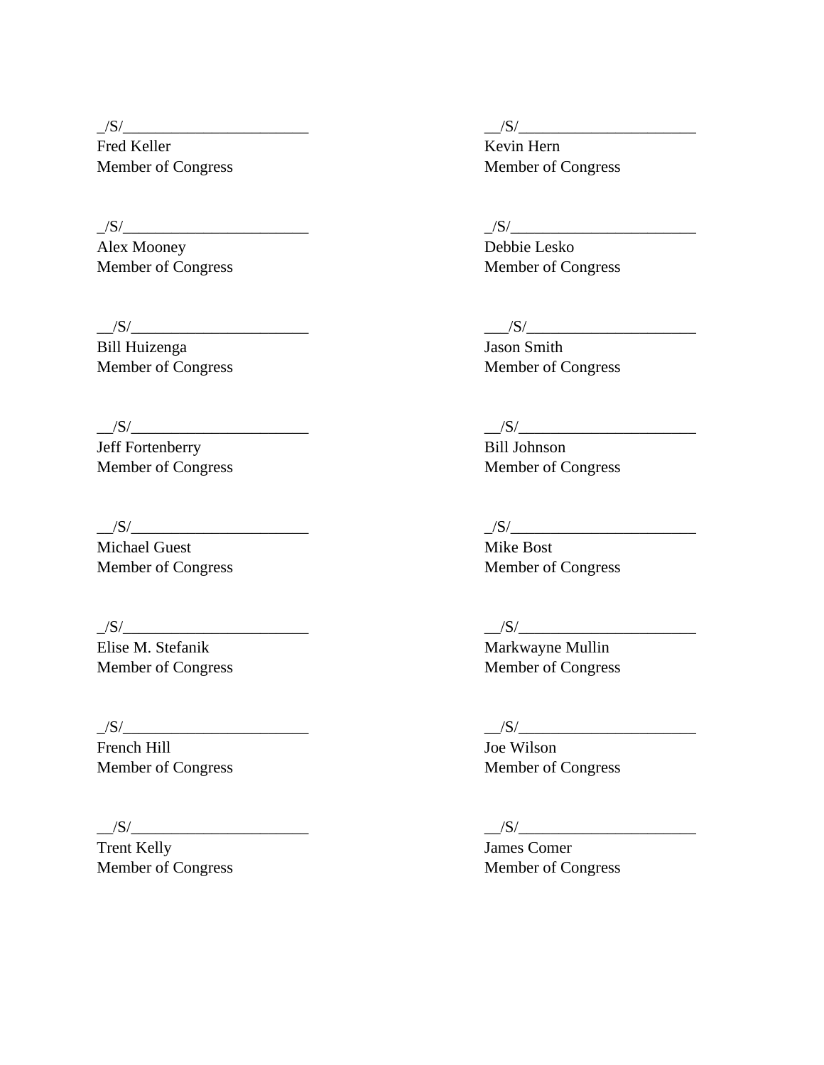_/S/________________________
Fred Keller
Member of Congress

__/S/______________________
Kevin Hern
Member of Congress

_/S/________________________
Alex Mooney
Member of Congress

_/S/________________________
Debbie Lesko
Member of Congress

__/S/______________________
Bill Huizenga
Member of Congress

___/S/_____________________
Jason Smith
Member of Congress

__/S/______________________
Jeff Fortenberry
Member of Congress

__/S/______________________
Bill Johnson
Member of Congress

__/S/______________________
Michael Guest
Member of Congress

_/S/________________________
Mike Bost
Member of Congress

_/S/________________________
Elise M. Stefanik
Member of Congress

__/S/______________________
Markwayne Mullin
Member of Congress

_/S/________________________
French Hill
Member of Congress

__/S/______________________
Joe Wilson
Member of Congress

__/S/______________________
Trent Kelly
Member of Congress

__/S/______________________
James Comer
Member of Congress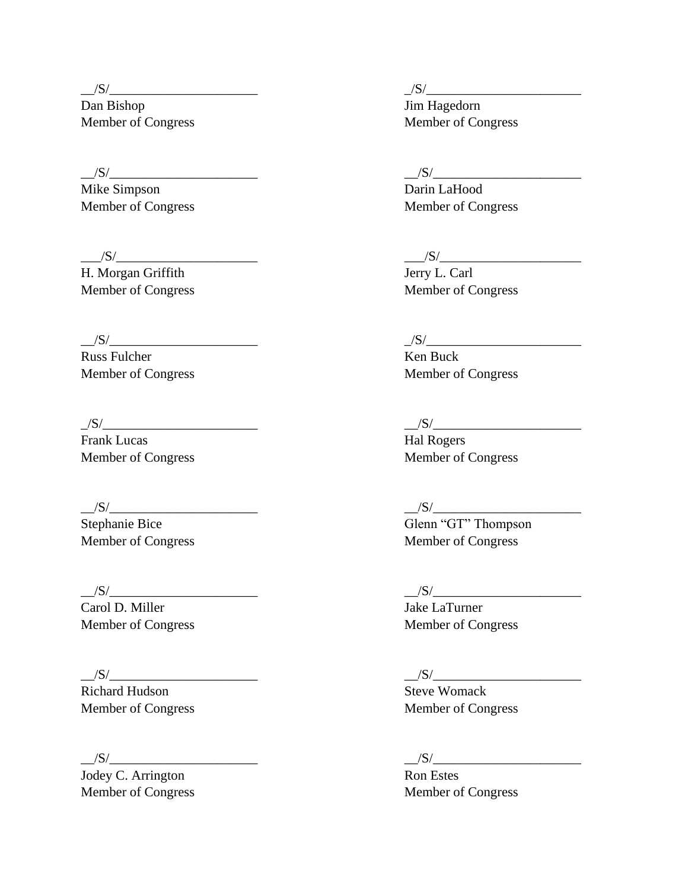__/S/______________________
Dan Bishop
Member of Congress

_/S/_______________________
Jim Hagedorn
Member of Congress

__/S/______________________
Mike Simpson
Member of Congress

__/S/______________________
Darin LaHood
Member of Congress

___/S/_____________________
H. Morgan Griffith
Member of Congress

___/S/_____________________
Jerry L. Carl
Member of Congress

__/S/______________________
Russ Fulcher
Member of Congress

_/S/_______________________
Ken Buck
Member of Congress

_/S/_______________________
Frank Lucas
Member of Congress

__/S/______________________
Hal Rogers
Member of Congress

__/S/______________________
Stephanie Bice
Member of Congress

__/S/______________________
Glenn "GT" Thompson
Member of Congress

__/S/______________________
Carol D. Miller
Member of Congress

__/S/______________________
Jake LaTurner
Member of Congress

__/S/______________________
Richard Hudson
Member of Congress

__/S/______________________
Steve Womack
Member of Congress

__/S/______________________
Jodey C. Arrington
Member of Congress

__/S/______________________
Ron Estes
Member of Congress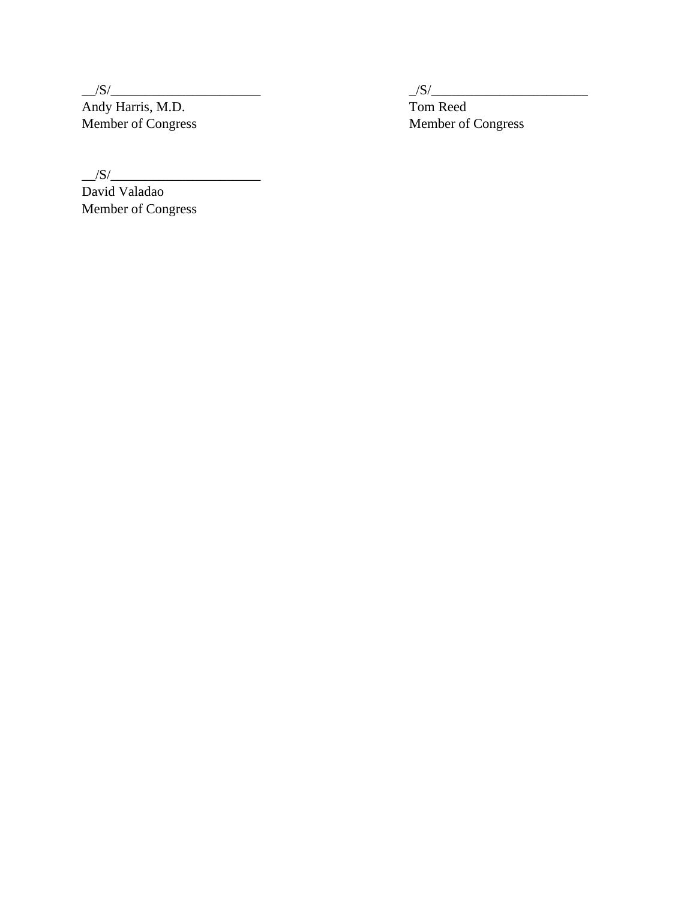__/S/______________________
Andy Harris, M.D.
Member of Congress

_/S/_______________________
Tom Reed
Member of Congress

__/S/______________________
David Valadao
Member of Congress